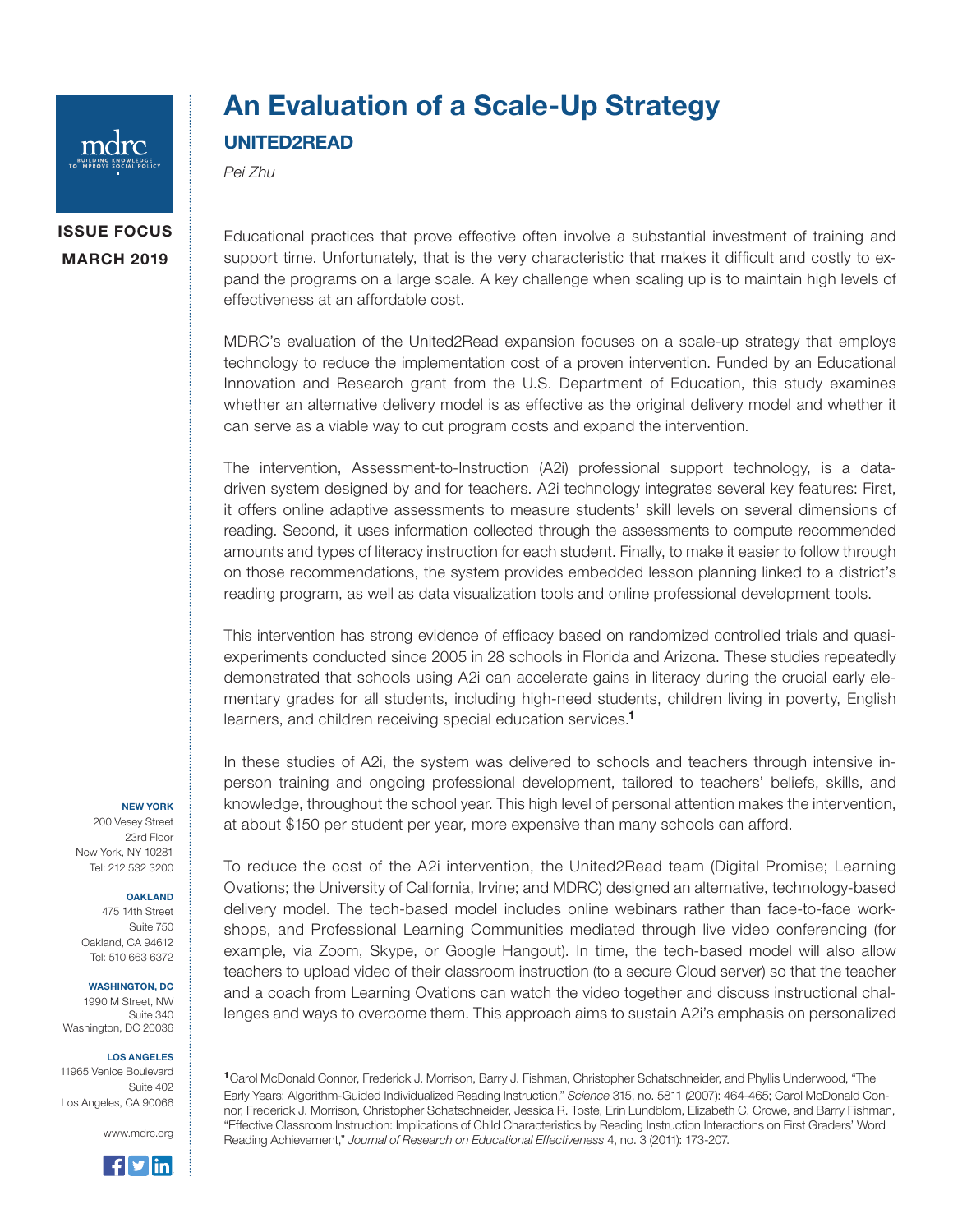# An Evaluation of a Scale-Up Strategy

## UNITED2READD

*Pei Zhu*

ISSUE FOCUS
MARCH 2019

Educational practices that prove effective often involve a substantial investment of training and support time. Unfortunately, that is the very characteristic that makes it difficult and costly to expand the programs on a large scale. A key challenge when scaling up is to maintain high levels of effectiveness at an affordable cost.

MDRC's evaluation of the United2Read expansion focuses on a scale-up strategy that employs technology to reduce the implementation cost of a proven intervention. Funded by an Educational Innovation and Research grant from the U.S. Department of Education, this study examines whether an alternative delivery model is as effective as the original delivery model and whether it can serve as a viable way to cut program costs and expand the intervention.

The intervention, Assessment-to-Instruction (A2i) professional support technology, is a data-driven system designed by and for teachers. A2i technology integrates several key features: First, it offers online adaptive assessments to measure students' skill levels on several dimensions of reading. Second, it uses information collected through the assessments to compute recommended amounts and types of literacy instruction for each student. Finally, to make it easier to follow through on those recommendations, the system provides embedded lesson planning linked to a district's reading program, as well as data visualization tools and online professional development tools.

This intervention has strong evidence of efficacy based on randomized controlled trials and quasi-experiments conducted since 2005 in 28 schools in Florida and Arizona. These studies repeatedly demonstrated that schools using A2i can accelerate gains in literacy during the crucial early elementary grades for all students, including high-need students, children living in poverty, English learners, and children receiving special education services.[1]

In these studies of A2i, the system was delivered to schools and teachers through intensive in-person training and ongoing professional development, tailored to teachers' beliefs, skills, and knowledge, throughout the school year. This high level of personal attention makes the intervention, at about $150 per student per year, more expensive than many schools can afford.

To reduce the cost of the A2i intervention, the United2Read team (Digital Promise; Learning Ovations; the University of California, Irvine; and MDRC) designed an alternative, technology-based delivery model. The tech-based model includes online webinars rather than face-to-face workshops, and Professional Learning Communities mediated through live video conferencing (for example, via Zoom, Skype, or Google Hangout). In time, the tech-based model will also allow teachers to upload video of their classroom instruction (to a secure Cloud server) so that the teacher and a coach from Learning Ovations can watch the video together and discuss instructional challenges and ways to overcome them. This approach aims to sustain A2i's emphasis on personalized

---

[1] Carol McDonald Connor, Frederick J. Morrison, Barry J. Fishman, Christopher Schatschneider, and Phyllis Underwood, "The Early Years: Algorithm-Guided Individualized Reading Instruction," *Science* 315, no. 5811 (2007): 464-465; Carol McDonald Connor, Frederick J. Morrison, Christopher Schatschneider, Jessica R. Toste, Erin Lundblom, Elizabeth C. Crowe, and Barry Fishman, "Effective Classroom Instruction: Implications of Child Characteristics by Reading Instruction Interactions on First Graders' Word Reading Achievement," *Journal of Research on Educational Effectiveness* 4, no. 3 (2011): 173-207.

**NEW YORK**
200 Vesey Street
23rd Floor
New York, NY 10281
Tel: 212 532 3200

**OAKLAND**
475 14th Street
Suite 750
Oakland, CA 94612
Tel: 510 663 6372

**WASHINGTON, DC**
1990 M Street, NW
Suite 340
Washington, DC 20036

**LOS ANGELES**
11965 Venice Boulevard
Suite 402
Los Angeles, CA 90066

www.mdrc.org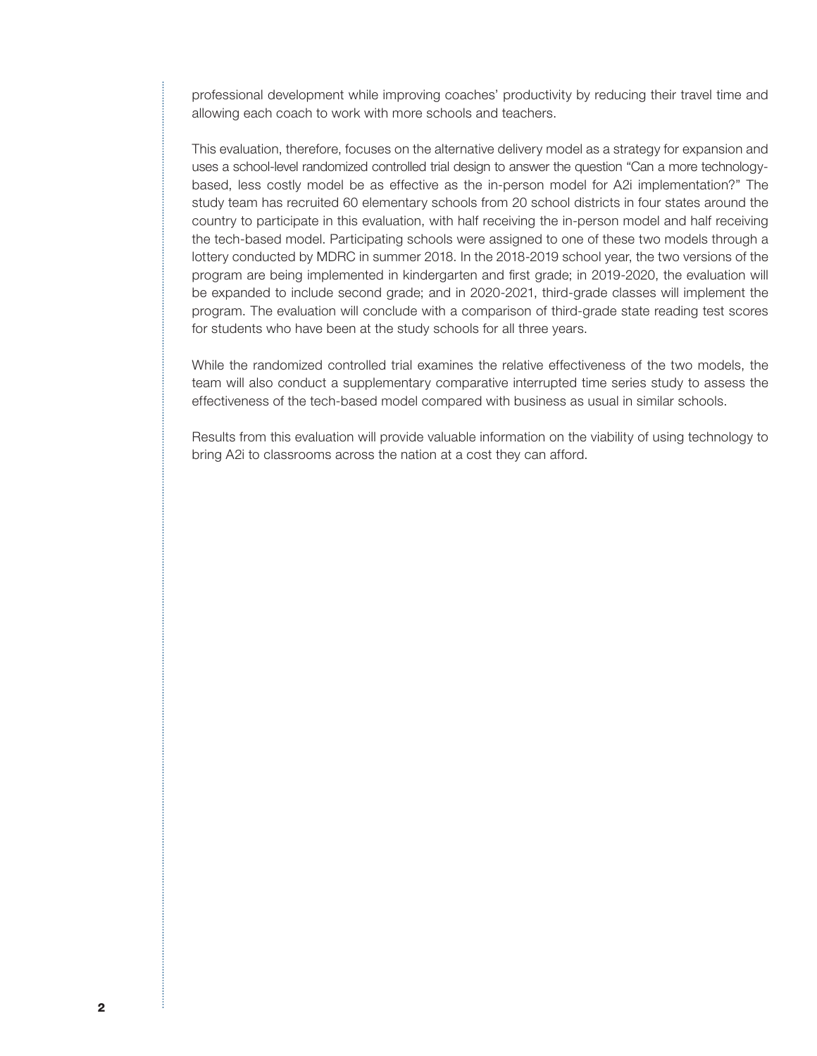professional development while improving coaches' productivity by reducing their travel time and allowing each coach to work with more schools and teachers.

This evaluation, therefore, focuses on the alternative delivery model as a strategy for expansion and uses a school-level randomized controlled trial design to answer the question "Can a more technology-based, less costly model be as effective as the in-person model for A2i implementation?" The study team has recruited 60 elementary schools from 20 school districts in four states around the country to participate in this evaluation, with half receiving the in-person model and half receiving the tech-based model. Participating schools were assigned to one of these two models through a lottery conducted by MDRC in summer 2018. In the 2018-2019 school year, the two versions of the program are being implemented in kindergarten and first grade; in 2019-2020, the evaluation will be expanded to include second grade; and in 2020-2021, third-grade classes will implement the program. The evaluation will conclude with a comparison of third-grade state reading test scores for students who have been at the study schools for all three years.

While the randomized controlled trial examines the relative effectiveness of the two models, the team will also conduct a supplementary comparative interrupted time series study to assess the effectiveness of the tech-based model compared with business as usual in similar schools.

Results from this evaluation will provide valuable information on the viability of using technology to bring A2i to classrooms across the nation at a cost they can afford.